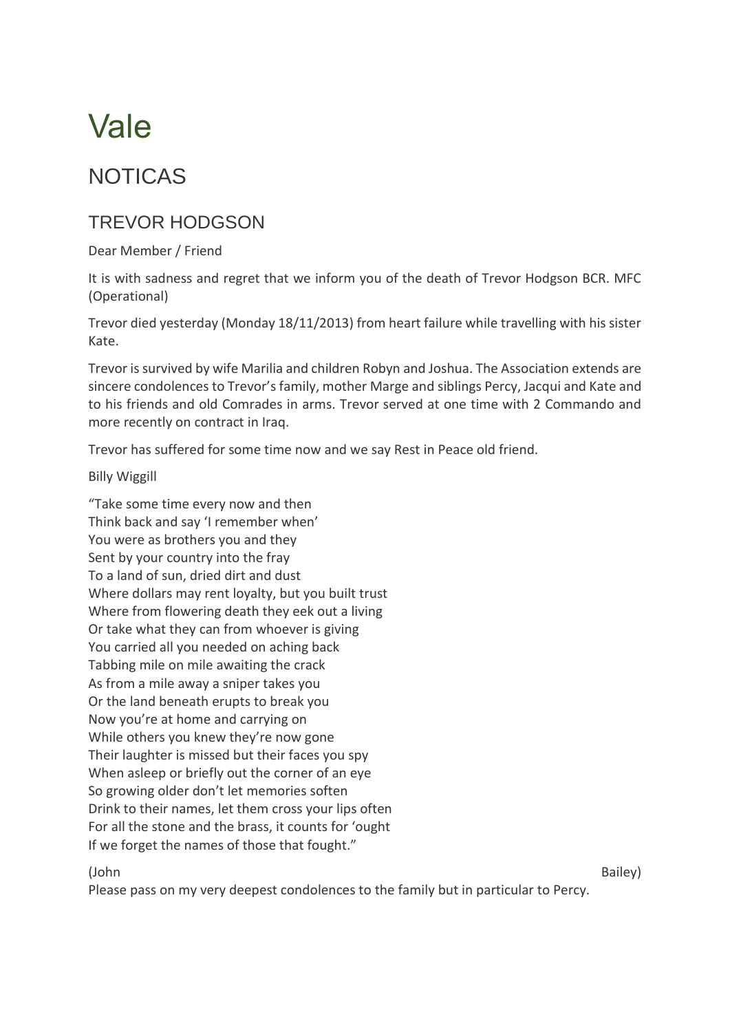# Vale

## NOTICAS

### TREVOR HODGSON

Dear Member / Friend

It is with sadness and regret that we inform you of the death of Trevor Hodgson BCR. MFC (Operational)

Trevor died yesterday (Monday 18/11/2013) from heart failure while travelling with his sister Kate.

Trevor is survived by wife Marilia and children Robyn and Joshua. The Association extends are sincere condolences to Trevor's family, mother Marge and siblings Percy, Jacqui and Kate and to his friends and old Comrades in arms. Trevor served at one time with 2 Commando and more recently on contract in Iraq.

Trevor has suffered for some time now and we say Rest in Peace old friend.

Billy Wiggill

"Take some time every now and then  
Think back and say 'I remember when'  
You were as brothers you and they  
Sent by your country into the fray  
To a land of sun, dried dirt and dust  
Where dollars may rent loyalty, but you built trust  
Where from flowering death they eek out a living  
Or take what they can from whoever is giving  
You carried all you needed on aching back  
Tabbing mile on mile awaiting the crack  
As from a mile away a sniper takes you  
Or the land beneath erupts to break you  
Now you're at home and carrying on  
While others you knew they're now gone  
Their laughter is missed but their faces you spy  
When asleep or briefly out the corner of an eye  
So growing older don't let memories soften  
Drink to their names, let them cross your lips often  
For all the stone and the brass, it counts for 'ought  
If we forget the names of those that fought."

(John Bailey)

Please pass on my very deepest condolences to the family but in particular to Percy.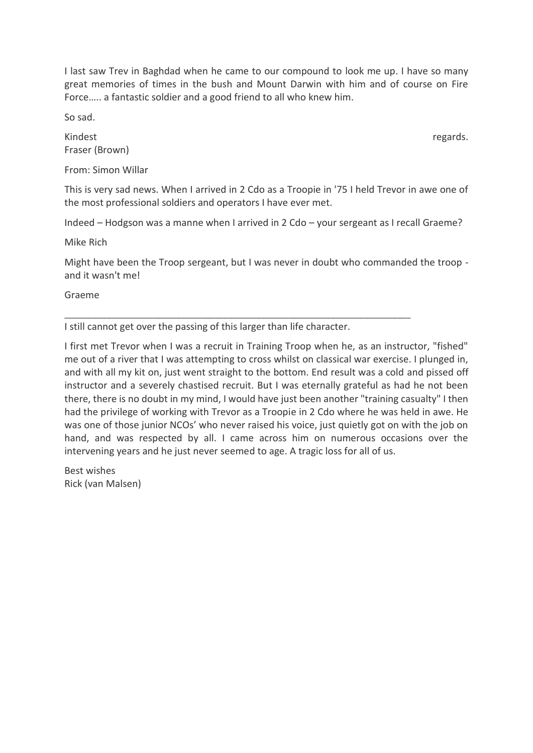I last saw Trev in Baghdad when he came to our compound to look me up. I have so many great memories of times in the bush and Mount Darwin with him and of course on Fire Force….. a fantastic soldier and a good friend to all who knew him.

So sad.

Kindest regards.
Fraser (Brown)

From: Simon Willar

This is very sad news. When I arrived in 2 Cdo as a Troopie in '75 I held Trevor in awe one of the most professional soldiers and operators I have ever met.

Indeed – Hodgson was a manne when I arrived in 2 Cdo – your sergeant as I recall Graeme?

Mike Rich

Might have been the Troop sergeant, but I was never in doubt who commanded the troop - and it wasn't me!

Graeme

---

I still cannot get over the passing of this larger than life character.

I first met Trevor when I was a recruit in Training Troop when he, as an instructor, "fished" me out of a river that I was attempting to cross whilst on classical war exercise. I plunged in, and with all my kit on, just went straight to the bottom. End result was a cold and pissed off instructor and a severely chastised recruit. But I was eternally grateful as had he not been there, there is no doubt in my mind, I would have just been another "training casualty" I then had the privilege of working with Trevor as a Troopie in 2 Cdo where he was held in awe. He was one of those junior NCOs' who never raised his voice, just quietly got on with the job on hand, and was respected by all. I came across him on numerous occasions over the intervening years and he just never seemed to age. A tragic loss for all of us.

Best wishes
Rick (van Malsen)